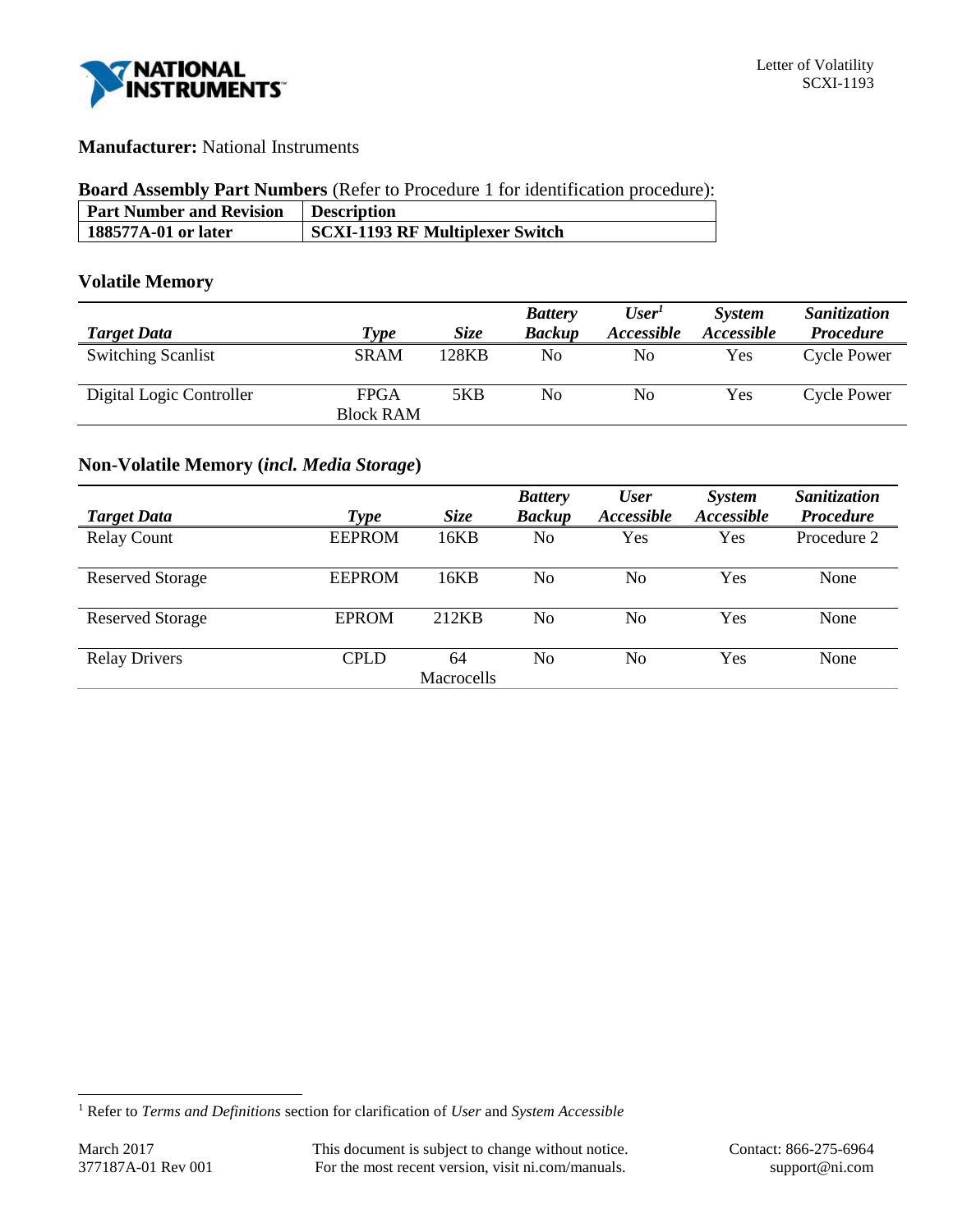Letter of Volatility
SCXI-1193

**Manufacturer:** National Instruments

**Board Assembly Part Numbers** (Refer to Procedure 1 for identification procedure):

| **Part Number and Revision** | **Description** |
|---|---|
| **188577A-01 or later** | **SCXI-1193 RF Multiplexer Switch** |

## Volatile Memory

| ***Target Data*** | ***Type*** | ***Size*** | ***Battery Backup*** | ***User[1] Accessible*** | ***System Accessible*** | ***Sanitization Procedure*** |
|---|---|---|---|---|---|---|
| Switching Scanlist | SRAM | 128KB | No | No | Yes | Cycle Power |
| Digital Logic Controller | FPGA Block RAM | 5KB | No | No | Yes | Cycle Power |

## Non-Volatile Memory (*incl. Media Storage*)

| ***Target Data*** | ***Type*** | ***Size*** | ***Battery Backup*** | ***User Accessible*** | ***System Accessible*** | ***Sanitization Procedure*** |
|---|---|---|---|---|---|---|
| Relay Count | EEPROM | 16KB | No | Yes | Yes | Procedure 2 |
| Reserved Storage | EEPROM | 16KB | No | No | Yes | None |
| Reserved Storage | EPROM | 212KB | No | No | Yes | None |
| Relay Drivers | CPLD | 64 Macrocells | No | No | Yes | None |

[1] Refer to *Terms and Definitions* section for clarification of *User* and *System Accessible*

March 2017
377187A-01 Rev 001

This document is subject to change without notice.
For the most recent version, visit ni.com/manuals.

Contact: 866-275-6964
support@ni.com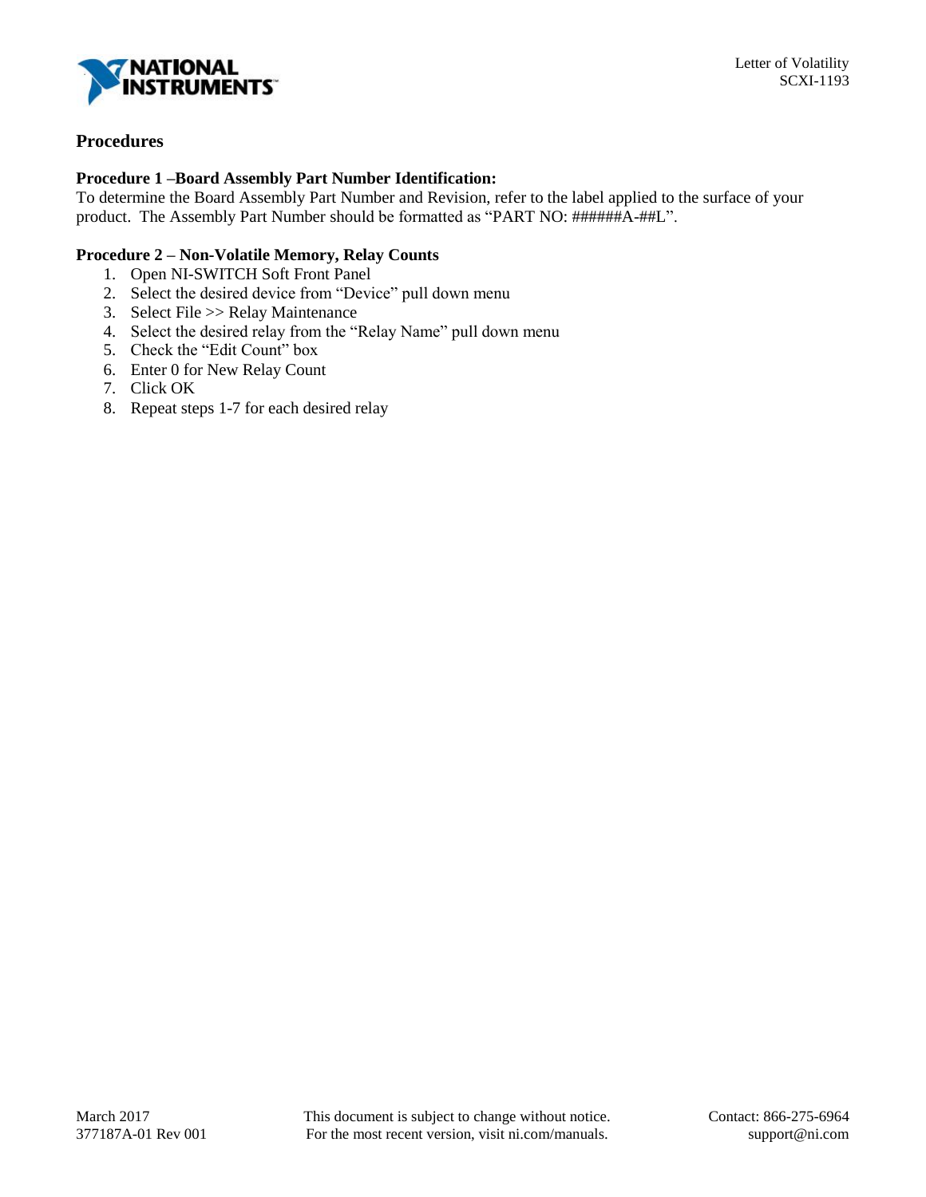## Procedures

**Procedure 1 –Board Assembly Part Number Identification:**

To determine the Board Assembly Part Number and Revision, refer to the label applied to the surface of your product. The Assembly Part Number should be formatted as "PART NO: ######A-##L".

**Procedure 2 – Non-Volatile Memory, Relay Counts**

1. Open NI-SWITCH Soft Front Panel
2. Select the desired device from "Device" pull down menu
3. Select File >> Relay Maintenance
4. Select the desired relay from the "Relay Name" pull down menu
5. Check the "Edit Count" box
6. Enter 0 for New Relay Count
7. Click OK
8. Repeat steps 1-7 for each desired relay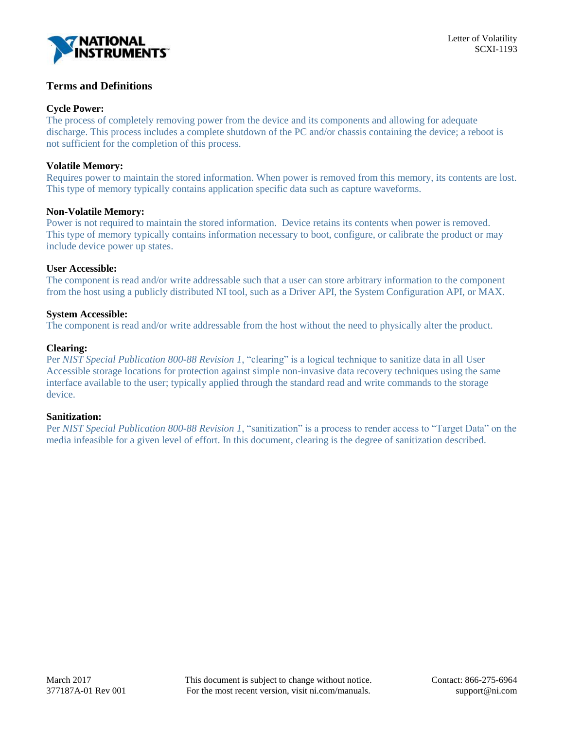## Terms and Definitions

**Cycle Power:**
The process of completely removing power from the device and its components and allowing for adequate discharge. This process includes a complete shutdown of the PC and/or chassis containing the device; a reboot is not sufficient for the completion of this process.

**Volatile Memory:**
Requires power to maintain the stored information. When power is removed from this memory, its contents are lost. This type of memory typically contains application specific data such as capture waveforms.

**Non-Volatile Memory:**
Power is not required to maintain the stored information. Device retains its contents when power is removed. This type of memory typically contains information necessary to boot, configure, or calibrate the product or may include device power up states.

**User Accessible:**
The component is read and/or write addressable such that a user can store arbitrary information to the component from the host using a publicly distributed NI tool, such as a Driver API, the System Configuration API, or MAX.

**System Accessible:**
The component is read and/or write addressable from the host without the need to physically alter the product.

**Clearing:**
Per *NIST Special Publication 800-88 Revision 1*, "clearing" is a logical technique to sanitize data in all User Accessible storage locations for protection against simple non-invasive data recovery techniques using the same interface available to the user; typically applied through the standard read and write commands to the storage device.

**Sanitization:**
Per *NIST Special Publication 800-88 Revision 1*, "sanitization" is a process to render access to "Target Data" on the media infeasible for a given level of effort. In this document, clearing is the degree of sanitization described.